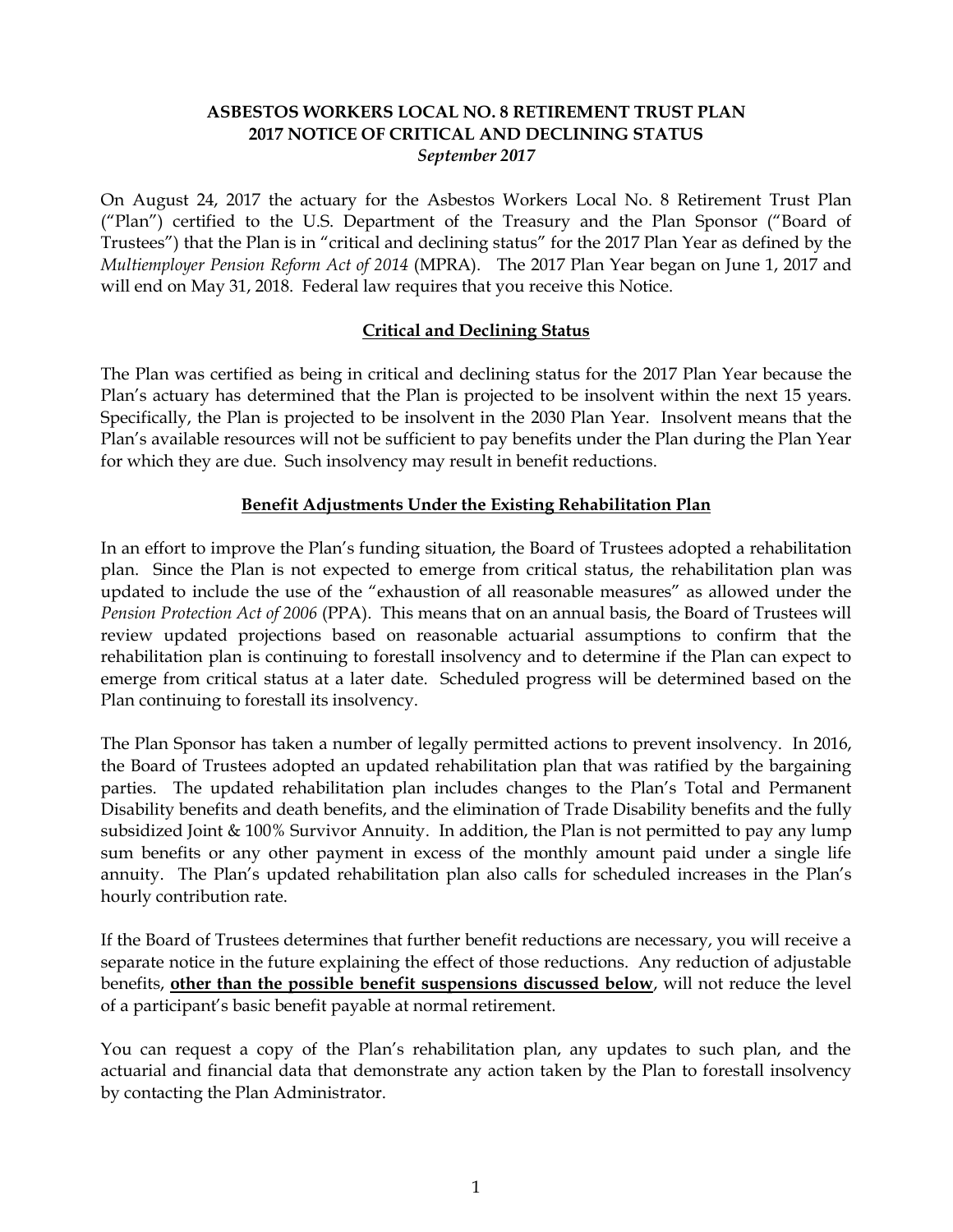**ASBESTOS WORKERS LOCAL NO. 8 RETIREMENT TRUST PLAN**
**2017 NOTICE OF CRITICAL AND DECLINING STATUS**
***September 2017***

On August 24, 2017 the actuary for the Asbestos Workers Local No. 8 Retirement Trust Plan ("Plan") certified to the U.S. Department of the Treasury and the Plan Sponsor ("Board of Trustees") that the Plan is in "critical and declining status" for the 2017 Plan Year as defined by the *Multiemployer Pension Reform Act of 2014* (MPRA). The 2017 Plan Year began on June 1, 2017 and will end on May 31, 2018. Federal law requires that you receive this Notice.

## Critical and Declining Status

The Plan was certified as being in critical and declining status for the 2017 Plan Year because the Plan's actuary has determined that the Plan is projected to be insolvent within the next 15 years. Specifically, the Plan is projected to be insolvent in the 2030 Plan Year. Insolvent means that the Plan's available resources will not be sufficient to pay benefits under the Plan during the Plan Year for which they are due. Such insolvency may result in benefit reductions.

## Benefit Adjustments Under the Existing Rehabilitation Plan

In an effort to improve the Plan's funding situation, the Board of Trustees adopted a rehabilitation plan. Since the Plan is not expected to emerge from critical status, the rehabilitation plan was updated to include the use of the "exhaustion of all reasonable measures" as allowed under the *Pension Protection Act of 2006* (PPA). This means that on an annual basis, the Board of Trustees will review updated projections based on reasonable actuarial assumptions to confirm that the rehabilitation plan is continuing to forestall insolvency and to determine if the Plan can expect to emerge from critical status at a later date. Scheduled progress will be determined based on the Plan continuing to forestall its insolvency.

The Plan Sponsor has taken a number of legally permitted actions to prevent insolvency. In 2016, the Board of Trustees adopted an updated rehabilitation plan that was ratified by the bargaining parties. The updated rehabilitation plan includes changes to the Plan's Total and Permanent Disability benefits and death benefits, and the elimination of Trade Disability benefits and the fully subsidized Joint & 100% Survivor Annuity. In addition, the Plan is not permitted to pay any lump sum benefits or any other payment in excess of the monthly amount paid under a single life annuity. The Plan's updated rehabilitation plan also calls for scheduled increases in the Plan's hourly contribution rate.

If the Board of Trustees determines that further benefit reductions are necessary, you will receive a separate notice in the future explaining the effect of those reductions. Any reduction of adjustable benefits, **other than the possible benefit suspensions discussed below**, will not reduce the level of a participant's basic benefit payable at normal retirement.

You can request a copy of the Plan's rehabilitation plan, any updates to such plan, and the actuarial and financial data that demonstrate any action taken by the Plan to forestall insolvency by contacting the Plan Administrator.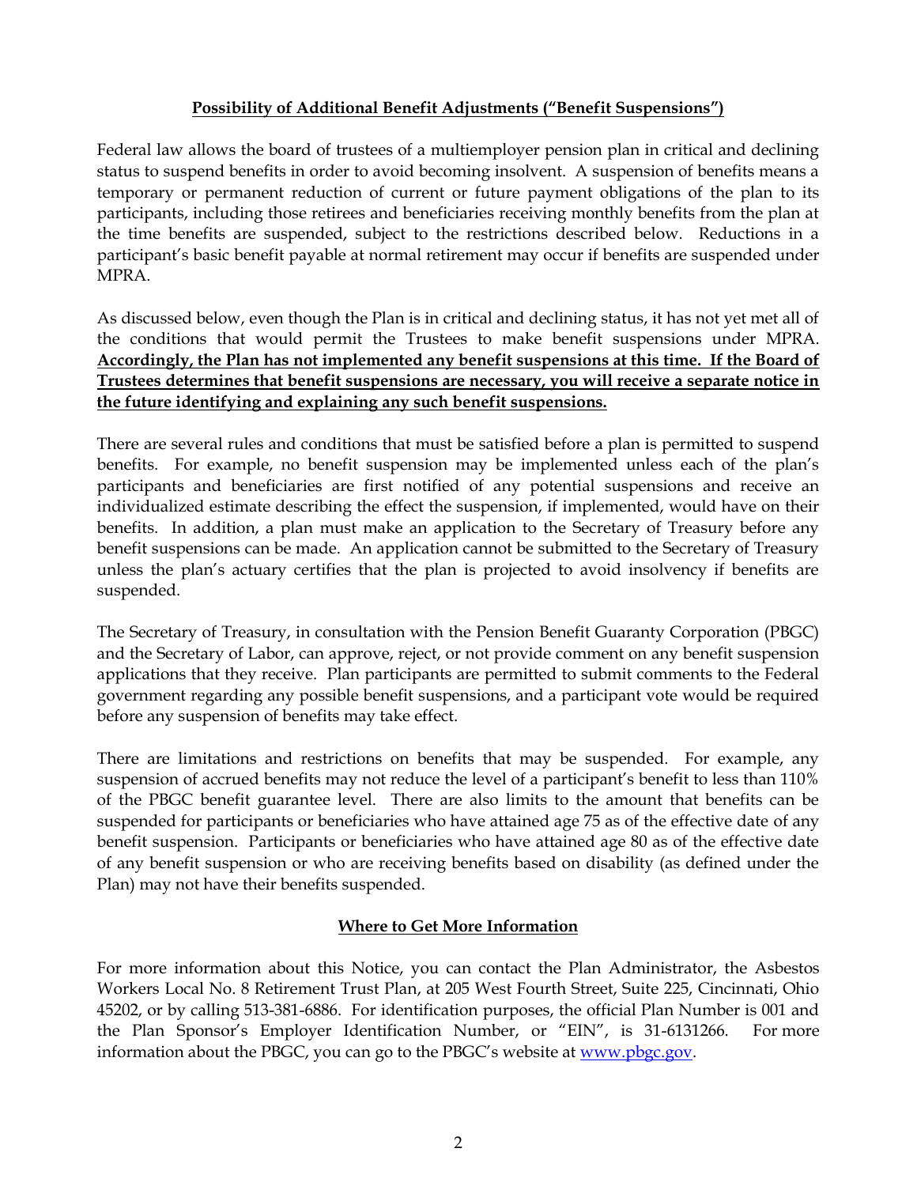## Possibility of Additional Benefit Adjustments ("Benefit Suspensions")

Federal law allows the board of trustees of a multiemployer pension plan in critical and declining status to suspend benefits in order to avoid becoming insolvent. A suspension of benefits means a temporary or permanent reduction of current or future payment obligations of the plan to its participants, including those retirees and beneficiaries receiving monthly benefits from the plan at the time benefits are suspended, subject to the restrictions described below. Reductions in a participant's basic benefit payable at normal retirement may occur if benefits are suspended under MPRA.

As discussed below, even though the Plan is in critical and declining status, it has not yet met all of the conditions that would permit the Trustees to make benefit suspensions under MPRA. **Accordingly, the Plan has not implemented any benefit suspensions at this time. If the Board of Trustees determines that benefit suspensions are necessary, you will receive a separate notice in the future identifying and explaining any such benefit suspensions.**

There are several rules and conditions that must be satisfied before a plan is permitted to suspend benefits. For example, no benefit suspension may be implemented unless each of the plan's participants and beneficiaries are first notified of any potential suspensions and receive an individualized estimate describing the effect the suspension, if implemented, would have on their benefits. In addition, a plan must make an application to the Secretary of Treasury before any benefit suspensions can be made. An application cannot be submitted to the Secretary of Treasury unless the plan's actuary certifies that the plan is projected to avoid insolvency if benefits are suspended.

The Secretary of Treasury, in consultation with the Pension Benefit Guaranty Corporation (PBGC) and the Secretary of Labor, can approve, reject, or not provide comment on any benefit suspension applications that they receive. Plan participants are permitted to submit comments to the Federal government regarding any possible benefit suspensions, and a participant vote would be required before any suspension of benefits may take effect.

There are limitations and restrictions on benefits that may be suspended. For example, any suspension of accrued benefits may not reduce the level of a participant's benefit to less than 110% of the PBGC benefit guarantee level. There are also limits to the amount that benefits can be suspended for participants or beneficiaries who have attained age 75 as of the effective date of any benefit suspension. Participants or beneficiaries who have attained age 80 as of the effective date of any benefit suspension or who are receiving benefits based on disability (as defined under the Plan) may not have their benefits suspended.

## Where to Get More Information

For more information about this Notice, you can contact the Plan Administrator, the Asbestos Workers Local No. 8 Retirement Trust Plan, at 205 West Fourth Street, Suite 225, Cincinnati, Ohio 45202, or by calling 513-381-6886. For identification purposes, the official Plan Number is 001 and the Plan Sponsor's Employer Identification Number, or "EIN", is 31-6131266. For more information about the PBGC, you can go to the PBGC's website at www.pbgc.gov.